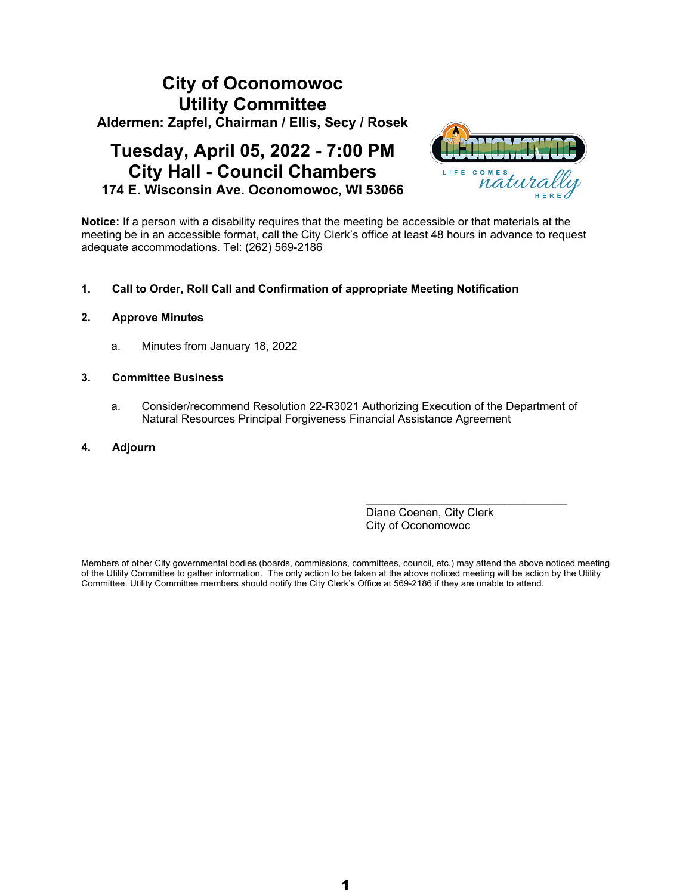# City of Oconomowoc
# Utility Committee

**Aldermen: Zapfel, Chairman / Ellis, Secy / Rosek**

## Tuesday, April 05, 2022 - 7:00 PM
## City Hall - Council Chambers

**174 E. Wisconsin Ave. Oconomowoc, WI 53066**

**Notice:** If a person with a disability requires that the meeting be accessible or that materials at the meeting be in an accessible format, call the City Clerk's office at least 48 hours in advance to request adequate accommodations. Tel: (262) 569-2186

**1. Call to Order, Roll Call and Confirmation of appropriate Meeting Notification**

**2. Approve Minutes**

   a. Minutes from January 18, 2022

**3. Committee Business**

   a. Consider/recommend Resolution 22-R3021 Authorizing Execution of the Department of Natural Resources Principal Forgiveness Financial Assistance Agreement

**4. Adjourn**

\_\_\_\_\_\_\_\_\_\_\_\_\_\_\_\_\_\_\_\_\_\_\_\_\_\_\_\_\_\_\_\_\_\_

Diane Coenen, City Clerk
City of Oconomowoc

Members of other City governmental bodies (boards, commissions, committees, council, etc.) may attend the above noticed meeting of the Utility Committee to gather information. The only action to be taken at the above noticed meeting will be action by the Utility Committee. Utility Committee members should notify the City Clerk's Office at 569-2186 if they are unable to attend.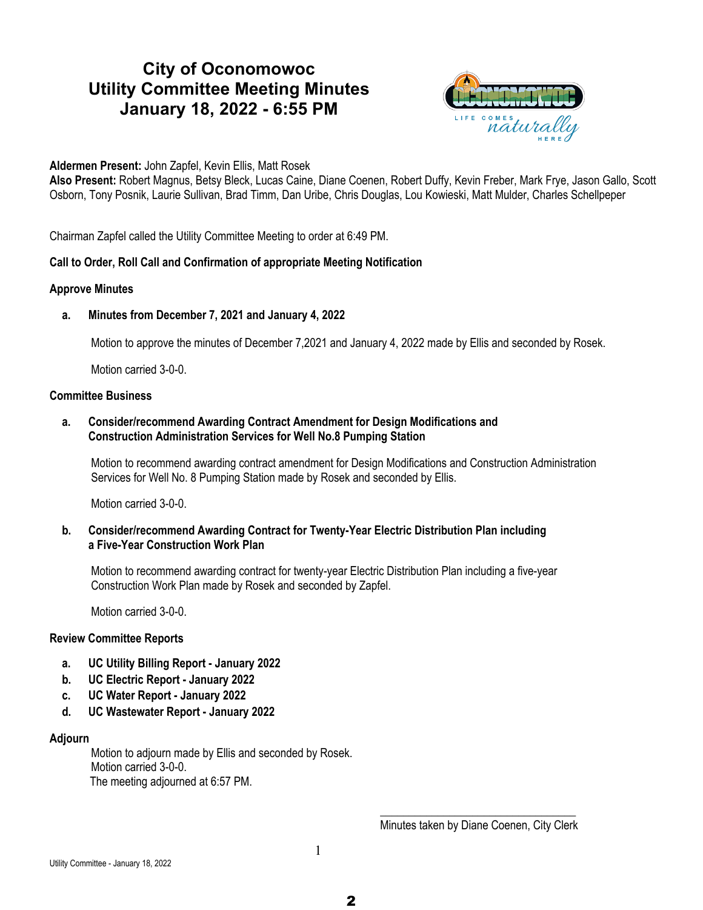# City of Oconomowoc
# Utility Committee Meeting Minutes
# January 18, 2022 - 6:55 PM

**Aldermen Present:** John Zapfel, Kevin Ellis, Matt Rosek
**Also Present:** Robert Magnus, Betsy Bleck, Lucas Caine, Diane Coenen, Robert Duffy, Kevin Freber, Mark Frye, Jason Gallo, Scott Osborn, Tony Posnik, Laurie Sullivan, Brad Timm, Dan Uribe, Chris Douglas, Lou Kowieski, Matt Mulder, Charles Schellpeper

Chairman Zapfel called the Utility Committee Meeting to order at 6:49 PM.

**Call to Order, Roll Call and Confirmation of appropriate Meeting Notification**

**Approve Minutes**

**a. Minutes from December 7, 2021 and January 4, 2022**

Motion to approve the minutes of December 7,2021 and January 4, 2022 made by Ellis and seconded by Rosek.

Motion carried 3-0-0.

**Committee Business**

**a. Consider/recommend Awarding Contract Amendment for Design Modifications and Construction Administration Services for Well No.8 Pumping Station**

Motion to recommend awarding contract amendment for Design Modifications and Construction Administration Services for Well No. 8 Pumping Station made by Rosek and seconded by Ellis.

Motion carried 3-0-0.

**b. Consider/recommend Awarding Contract for Twenty-Year Electric Distribution Plan including a Five-Year Construction Work Plan**

Motion to recommend awarding contract for twenty-year Electric Distribution Plan including a five-year Construction Work Plan made by Rosek and seconded by Zapfel.

Motion carried 3-0-0.

**Review Committee Reports**

**a. UC Utility Billing Report - January 2022**
**b. UC Electric Report - January 2022**
**c. UC Water Report - January 2022**
**d. UC Wastewater Report - January 2022**

**Adjourn**

Motion to adjourn made by Ellis and seconded by Rosek.
Motion carried 3-0-0.
The meeting adjourned at 6:57 PM.

\_\_\_\_\_\_\_\_\_\_\_\_\_\_\_\_\_\_\_\_\_\_\_\_\_\_\_\_\_\_\_\_\_\_\_
Minutes taken by Diane Coenen, City Clerk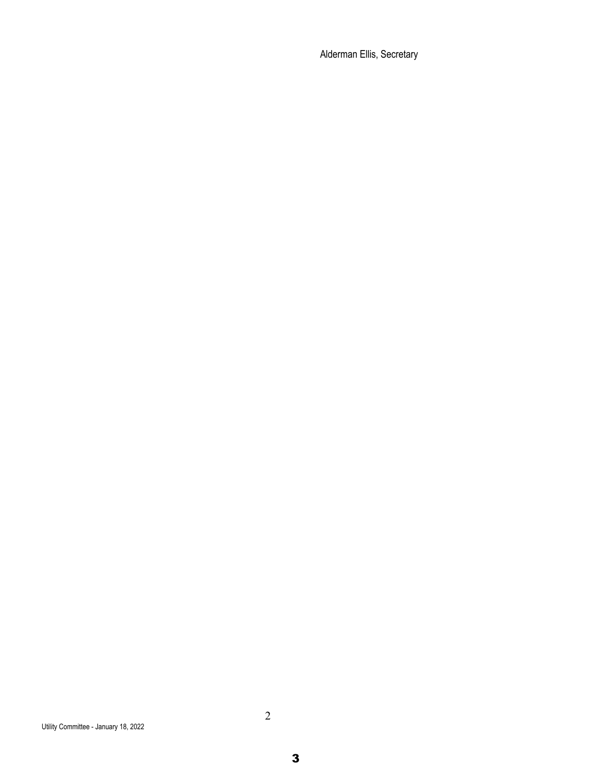Alderman Ellis, Secretary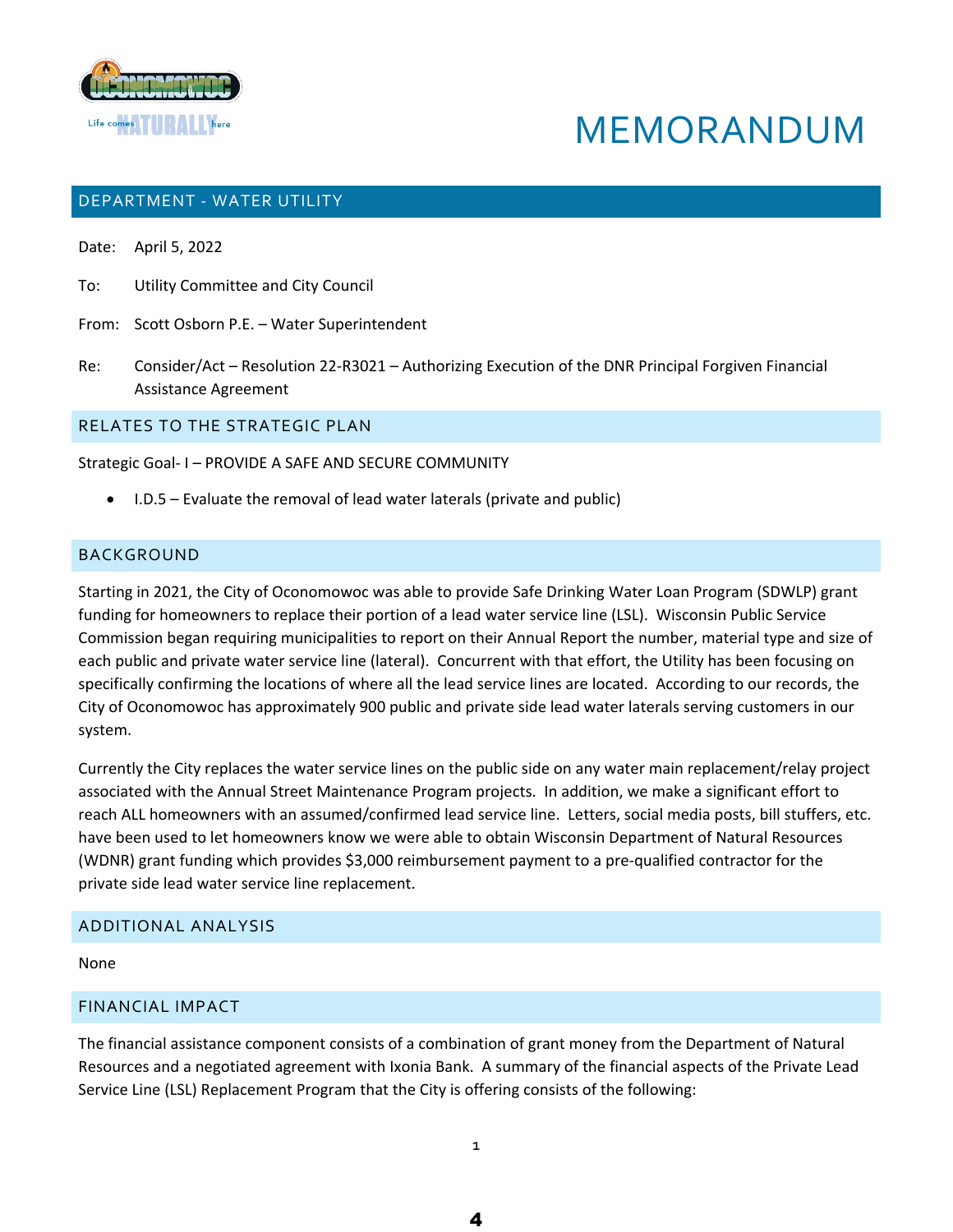# MEMORANDUM

## DEPARTMENT - WATER UTILITY

Date: April 5, 2022

To: Utility Committee and City Council

From: Scott Osborn P.E. – Water Superintendent

Re: Consider/Act – Resolution 22-R3021 – Authorizing Execution of the DNR Principal Forgiven Financial Assistance Agreement

## RELATES TO THE STRATEGIC PLAN

Strategic Goal- I – PROVIDE A SAFE AND SECURE COMMUNITY

- I.D.5 – Evaluate the removal of lead water laterals (private and public)

## BACKGROUND

Starting in 2021, the City of Oconomowoc was able to provide Safe Drinking Water Loan Program (SDWLP) grant funding for homeowners to replace their portion of a lead water service line (LSL). Wisconsin Public Service Commission began requiring municipalities to report on their Annual Report the number, material type and size of each public and private water service line (lateral). Concurrent with that effort, the Utility has been focusing on specifically confirming the locations of where all the lead service lines are located. According to our records, the City of Oconomowoc has approximately 900 public and private side lead water laterals serving customers in our system.

Currently the City replaces the water service lines on the public side on any water main replacement/relay project associated with the Annual Street Maintenance Program projects. In addition, we make a significant effort to reach ALL homeowners with an assumed/confirmed lead service line. Letters, social media posts, bill stuffers, etc. have been used to let homeowners know we were able to obtain Wisconsin Department of Natural Resources (WDNR) grant funding which provides $3,000 reimbursement payment to a pre-qualified contractor for the private side lead water service line replacement.

## ADDITIONAL ANALYSIS

None

## FINANCIAL IMPACT

The financial assistance component consists of a combination of grant money from the Department of Natural Resources and a negotiated agreement with Ixonia Bank. A summary of the financial aspects of the Private Lead Service Line (LSL) Replacement Program that the City is offering consists of the following: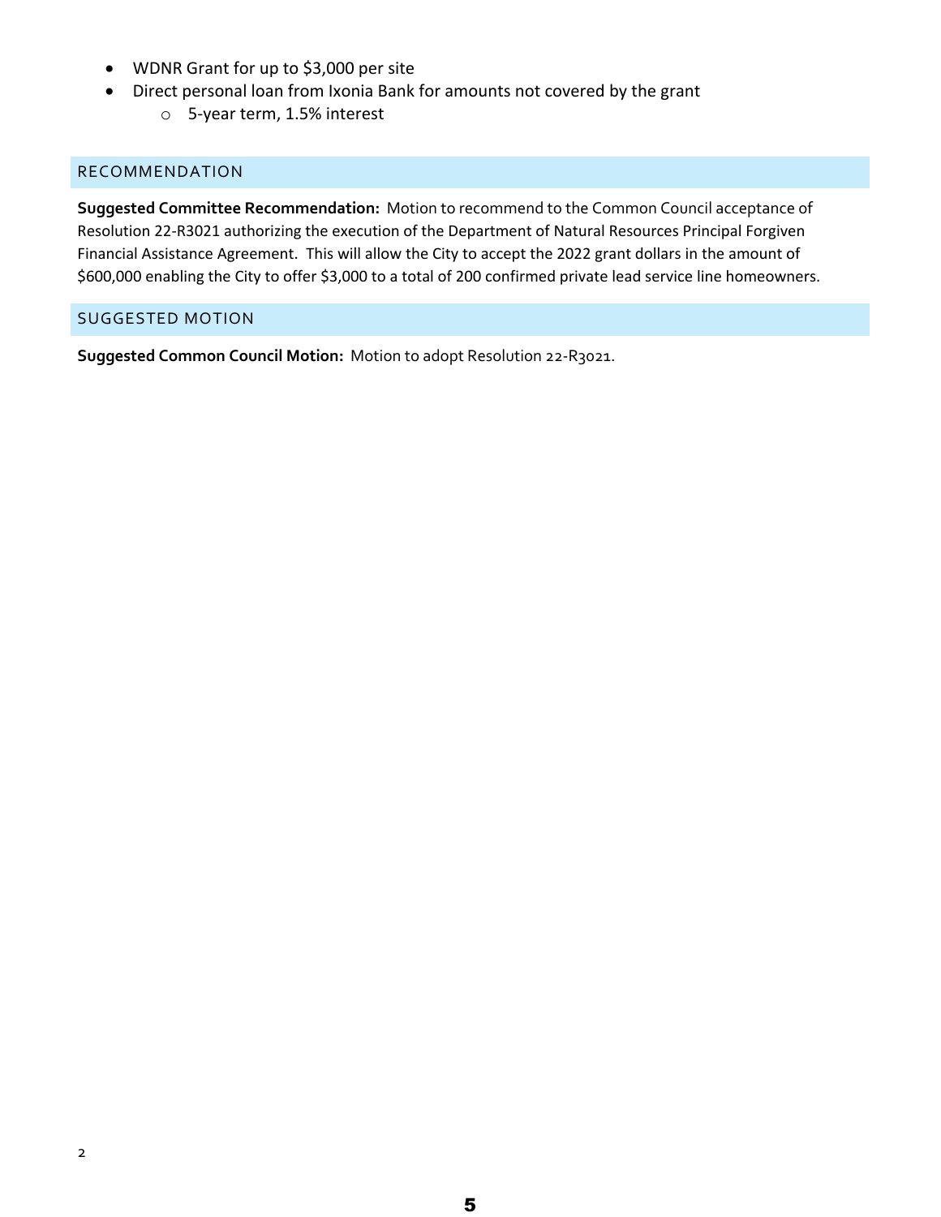- WDNR Grant for up to $3,000 per site
- Direct personal loan from Ixonia Bank for amounts not covered by the grant
  - 5-year term, 1.5% interest

## RECOMMENDATION

**Suggested Committee Recommendation:** Motion to recommend to the Common Council acceptance of Resolution 22-R3021 authorizing the execution of the Department of Natural Resources Principal Forgiven Financial Assistance Agreement. This will allow the City to accept the 2022 grant dollars in the amount of $600,000 enabling the City to offer $3,000 to a total of 200 confirmed private lead service line homeowners.

## SUGGESTED MOTION

**Suggested Common Council Motion:** Motion to adopt Resolution 22-R3021.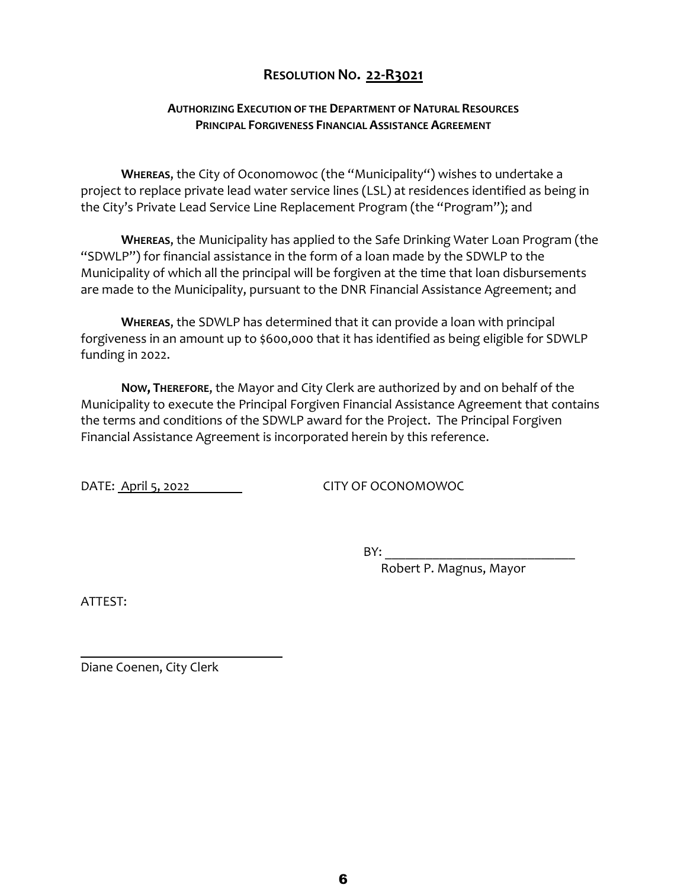# RESOLUTION NO. 22-R3021

## AUTHORIZING EXECUTION OF THE DEPARTMENT OF NATURAL RESOURCES PRINCIPAL FORGIVENESS FINANCIAL ASSISTANCE AGREEMENT

**WHEREAS**, the City of Oconomowoc (the "Municipality") wishes to undertake a project to replace private lead water service lines (LSL) at residences identified as being in the City's Private Lead Service Line Replacement Program (the "Program"); and

**WHEREAS**, the Municipality has applied to the Safe Drinking Water Loan Program (the "SDWLP") for financial assistance in the form of a loan made by the SDWLP to the Municipality of which all the principal will be forgiven at the time that loan disbursements are made to the Municipality, pursuant to the DNR Financial Assistance Agreement; and

**WHEREAS**, the SDWLP has determined that it can provide a loan with principal forgiveness in an amount up to $600,000 that it has identified as being eligible for SDWLP funding in 2022.

**NOW, THEREFORE**, the Mayor and City Clerk are authorized by and on behalf of the Municipality to execute the Principal Forgiven Financial Assistance Agreement that contains the terms and conditions of the SDWLP award for the Project. The Principal Forgiven Financial Assistance Agreement is incorporated herein by this reference.

DATE: April 5, 2022

CITY OF OCONOMOWOC

BY: ______________________________
Robert P. Magnus, Mayor

ATTEST:

______________________________
Diane Coenen, City Clerk